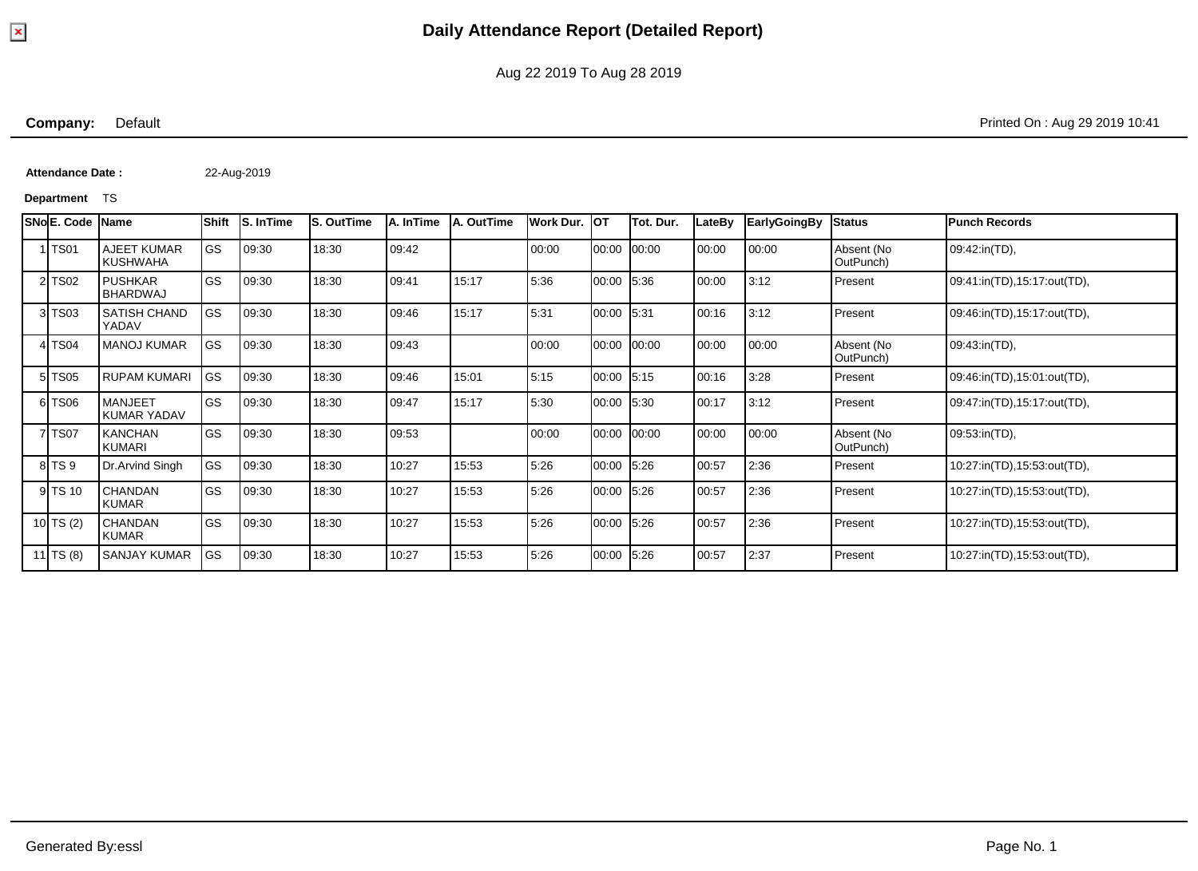# Daily Attendance Report (Detailed Report)

Aug 22 2019 To Aug 28 2019

**Company:** Default

Printed On : Aug 29 2019 10:41

**Attendance Date :** 22-Aug-2019

**Department** TS

| SNo | E. Code | Name | Shift | S. InTime | S. OutTime | A. InTime | A. OutTime | Work Dur. | OT | Tot. Dur. | LateBy | EarlyGoingBy | Status | Punch Records |
|---|---|---|---|---|---|---|---|---|---|---|---|---|---|---|
| 1 | TS01 | AJEET KUMAR KUSHWAHA | GS | 09:30 | 18:30 | 09:42 | | 00:00 | 00:00 | 00:00 | 00:00 | 00:00 | Absent (No OutPunch) | 09:42:in(TD), |
| 2 | TS02 | PUSHKAR BHARDWAJ | GS | 09:30 | 18:30 | 09:41 | 15:17 | 5:36 | 00:00 | 5:36 | 00:00 | 3:12 | Present | 09:41:in(TD),15:17:out(TD), |
| 3 | TS03 | SATISH CHAND YADAV | GS | 09:30 | 18:30 | 09:46 | 15:17 | 5:31 | 00:00 | 5:31 | 00:16 | 3:12 | Present | 09:46:in(TD),15:17:out(TD), |
| 4 | TS04 | MANOJ KUMAR | GS | 09:30 | 18:30 | 09:43 | | 00:00 | 00:00 | 00:00 | 00:00 | 00:00 | Absent (No OutPunch) | 09:43:in(TD), |
| 5 | TS05 | RUPAM KUMARI | GS | 09:30 | 18:30 | 09:46 | 15:01 | 5:15 | 00:00 | 5:15 | 00:16 | 3:28 | Present | 09:46:in(TD),15:01:out(TD), |
| 6 | TS06 | MANJEET KUMAR YADAV | GS | 09:30 | 18:30 | 09:47 | 15:17 | 5:30 | 00:00 | 5:30 | 00:17 | 3:12 | Present | 09:47:in(TD),15:17:out(TD), |
| 7 | TS07 | KANCHAN KUMARI | GS | 09:30 | 18:30 | 09:53 | | 00:00 | 00:00 | 00:00 | 00:00 | 00:00 | Absent (No OutPunch) | 09:53:in(TD), |
| 8 | TS 9 | Dr.Arvind Singh | GS | 09:30 | 18:30 | 10:27 | 15:53 | 5:26 | 00:00 | 5:26 | 00:57 | 2:36 | Present | 10:27:in(TD),15:53:out(TD), |
| 9 | TS 10 | CHANDAN KUMAR | GS | 09:30 | 18:30 | 10:27 | 15:53 | 5:26 | 00:00 | 5:26 | 00:57 | 2:36 | Present | 10:27:in(TD),15:53:out(TD), |
| 10 | TS (2) | CHANDAN KUMAR | GS | 09:30 | 18:30 | 10:27 | 15:53 | 5:26 | 00:00 | 5:26 | 00:57 | 2:36 | Present | 10:27:in(TD),15:53:out(TD), |
| 11 | TS (8) | SANJAY KUMAR | GS | 09:30 | 18:30 | 10:27 | 15:53 | 5:26 | 00:00 | 5:26 | 00:57 | 2:37 | Present | 10:27:in(TD),15:53:out(TD), |

Generated By:essl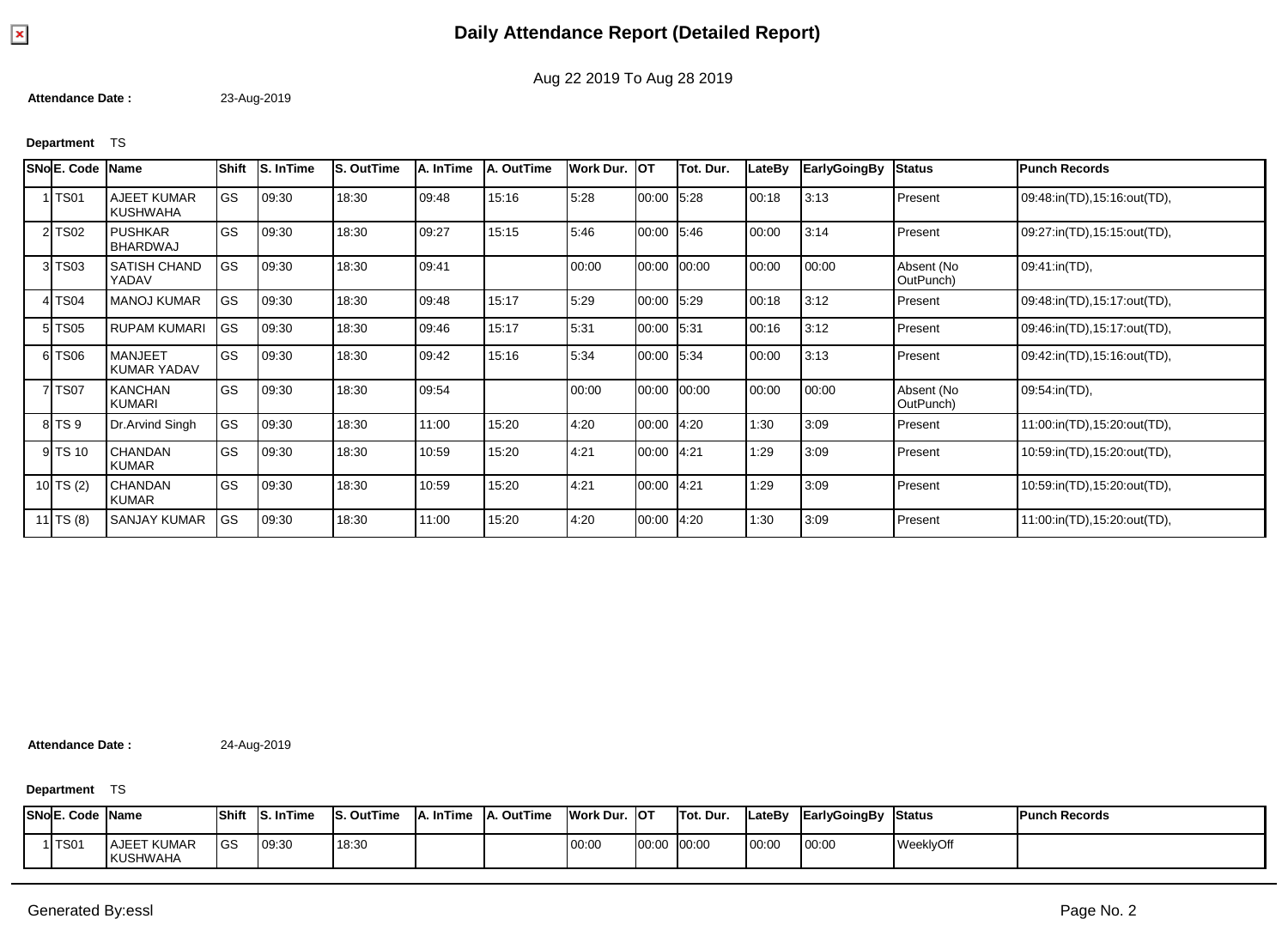# Daily Attendance Report (Detailed Report)

Aug 22 2019 To Aug 28 2019

**Attendance Date :** 23-Aug-2019

**Department** TS

| SNo | E. Code | Name | Shift | S. InTime | S. OutTime | A. InTime | A. OutTime | Work Dur. | OT | Tot. Dur. | LateBy | EarlyGoingBy | Status | Punch Records |
|---|---|---|---|---|---|---|---|---|---|---|---|---|---|---|
| 1 | TS01 | AJEET KUMAR KUSHWAHA | GS | 09:30 | 18:30 | 09:48 | 15:16 | 5:28 | 00:00 | 5:28 | 00:18 | 3:13 | Present | 09:48:in(TD),15:16:out(TD), |
| 2 | TS02 | PUSHKAR BHARDWAJ | GS | 09:30 | 18:30 | 09:27 | 15:15 | 5:46 | 00:00 | 5:46 | 00:00 | 3:14 | Present | 09:27:in(TD),15:15:out(TD), |
| 3 | TS03 | SATISH CHAND YADAV | GS | 09:30 | 18:30 | 09:41 | | 00:00 | 00:00 | 00:00 | 00:00 | 00:00 | Absent (No OutPunch) | 09:41:in(TD), |
| 4 | TS04 | MANOJ KUMAR | GS | 09:30 | 18:30 | 09:48 | 15:17 | 5:29 | 00:00 | 5:29 | 00:18 | 3:12 | Present | 09:48:in(TD),15:17:out(TD), |
| 5 | TS05 | RUPAM KUMARI | GS | 09:30 | 18:30 | 09:46 | 15:17 | 5:31 | 00:00 | 5:31 | 00:16 | 3:12 | Present | 09:46:in(TD),15:17:out(TD), |
| 6 | TS06 | MANJEET KUMAR YADAV | GS | 09:30 | 18:30 | 09:42 | 15:16 | 5:34 | 00:00 | 5:34 | 00:00 | 3:13 | Present | 09:42:in(TD),15:16:out(TD), |
| 7 | TS07 | KANCHAN KUMARI | GS | 09:30 | 18:30 | 09:54 | | 00:00 | 00:00 | 00:00 | 00:00 | 00:00 | Absent (No OutPunch) | 09:54:in(TD), |
| 8 | TS 9 | Dr.Arvind Singh | GS | 09:30 | 18:30 | 11:00 | 15:20 | 4:20 | 00:00 | 4:20 | 1:30 | 3:09 | Present | 11:00:in(TD),15:20:out(TD), |
| 9 | TS 10 | CHANDAN KUMAR | GS | 09:30 | 18:30 | 10:59 | 15:20 | 4:21 | 00:00 | 4:21 | 1:29 | 3:09 | Present | 10:59:in(TD),15:20:out(TD), |
| 10 | TS (2) | CHANDAN KUMAR | GS | 09:30 | 18:30 | 10:59 | 15:20 | 4:21 | 00:00 | 4:21 | 1:29 | 3:09 | Present | 10:59:in(TD),15:20:out(TD), |
| 11 | TS (8) | SANJAY KUMAR | GS | 09:30 | 18:30 | 11:00 | 15:20 | 4:20 | 00:00 | 4:20 | 1:30 | 3:09 | Present | 11:00:in(TD),15:20:out(TD), |

**Attendance Date :** 24-Aug-2019

**Department** TS

| SNo | E. Code | Name | Shift | S. InTime | S. OutTime | A. InTime | A. OutTime | Work Dur. | OT | Tot. Dur. | LateBy | EarlyGoingBy | Status | Punch Records |
|---|---|---|---|---|---|---|---|---|---|---|---|---|---|---|
| 1 | TS01 | AJEET KUMAR KUSHWAHA | GS | 09:30 | 18:30 | | | 00:00 | 00:00 | 00:00 | 00:00 | 00:00 | WeeklyOff | |

Generated By:essl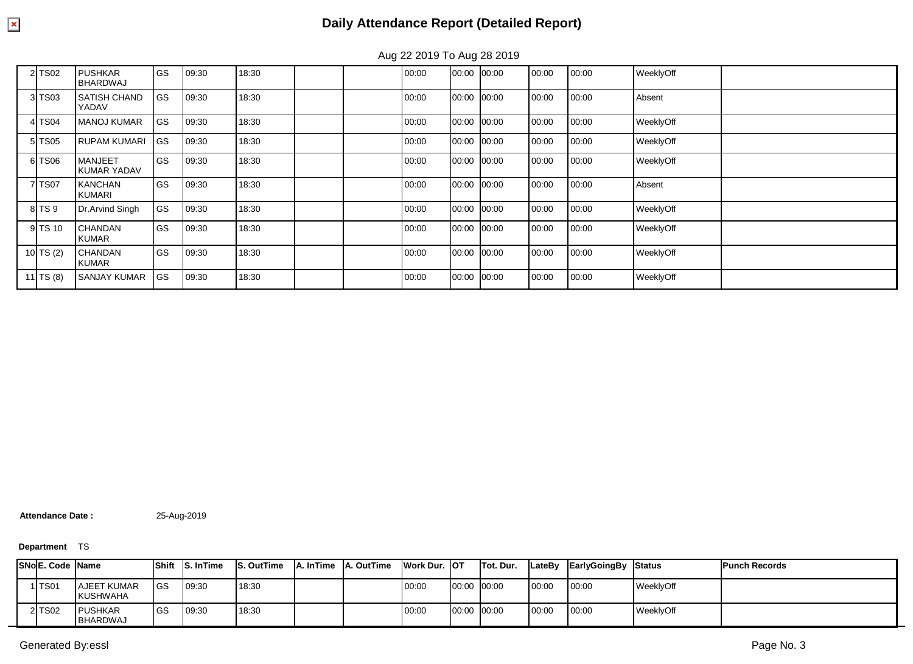# Daily Attendance Report (Detailed Report)

Aug 22 2019 To Aug 28 2019

| SNo | E. Code | Name | Shift | S. InTime | S. OutTime | A. InTime | A. OutTime | Work Dur. | OT | Tot. Dur. | LateBy | EarlyGoingBy | Status | Punch Records |
|---|---|---|---|---|---|---|---|---|---|---|---|---|---|---|
| 2 | TS02 | PUSHKAR BHARDWAJ | GS | 09:30 | 18:30 | | | 00:00 | 00:00 | 00:00 | 00:00 | 00:00 | WeeklyOff | |
| 3 | TS03 | SATISH CHAND YADAV | GS | 09:30 | 18:30 | | | 00:00 | 00:00 | 00:00 | 00:00 | 00:00 | Absent | |
| 4 | TS04 | MANOJ KUMAR | GS | 09:30 | 18:30 | | | 00:00 | 00:00 | 00:00 | 00:00 | 00:00 | WeeklyOff | |
| 5 | TS05 | RUPAM KUMARI | GS | 09:30 | 18:30 | | | 00:00 | 00:00 | 00:00 | 00:00 | 00:00 | WeeklyOff | |
| 6 | TS06 | MANJEET KUMAR YADAV | GS | 09:30 | 18:30 | | | 00:00 | 00:00 | 00:00 | 00:00 | 00:00 | WeeklyOff | |
| 7 | TS07 | KANCHAN KUMARI | GS | 09:30 | 18:30 | | | 00:00 | 00:00 | 00:00 | 00:00 | 00:00 | Absent | |
| 8 | TS 9 | Dr.Arvind Singh | GS | 09:30 | 18:30 | | | 00:00 | 00:00 | 00:00 | 00:00 | 00:00 | WeeklyOff | |
| 9 | TS 10 | CHANDAN KUMAR | GS | 09:30 | 18:30 | | | 00:00 | 00:00 | 00:00 | 00:00 | 00:00 | WeeklyOff | |
| 10 | TS (2) | CHANDAN KUMAR | GS | 09:30 | 18:30 | | | 00:00 | 00:00 | 00:00 | 00:00 | 00:00 | WeeklyOff | |
| 11 | TS (8) | SANJAY KUMAR | GS | 09:30 | 18:30 | | | 00:00 | 00:00 | 00:00 | 00:00 | 00:00 | WeeklyOff | |

**Attendance Date :** 25-Aug-2019

**Department** TS

| SNo | E. Code | Name | Shift | S. InTime | S. OutTime | A. InTime | A. OutTime | Work Dur. | OT | Tot. Dur. | LateBy | EarlyGoingBy | Status | Punch Records |
|---|---|---|---|---|---|---|---|---|---|---|---|---|---|---|
| 1 | TS01 | AJEET KUMAR KUSHWAHA | GS | 09:30 | 18:30 | | | 00:00 | 00:00 | 00:00 | 00:00 | 00:00 | WeeklyOff | |
| 2 | TS02 | PUSHKAR BHARDWAJ | GS | 09:30 | 18:30 | | | 00:00 | 00:00 | 00:00 | 00:00 | 00:00 | WeeklyOff | |

Generated By:essl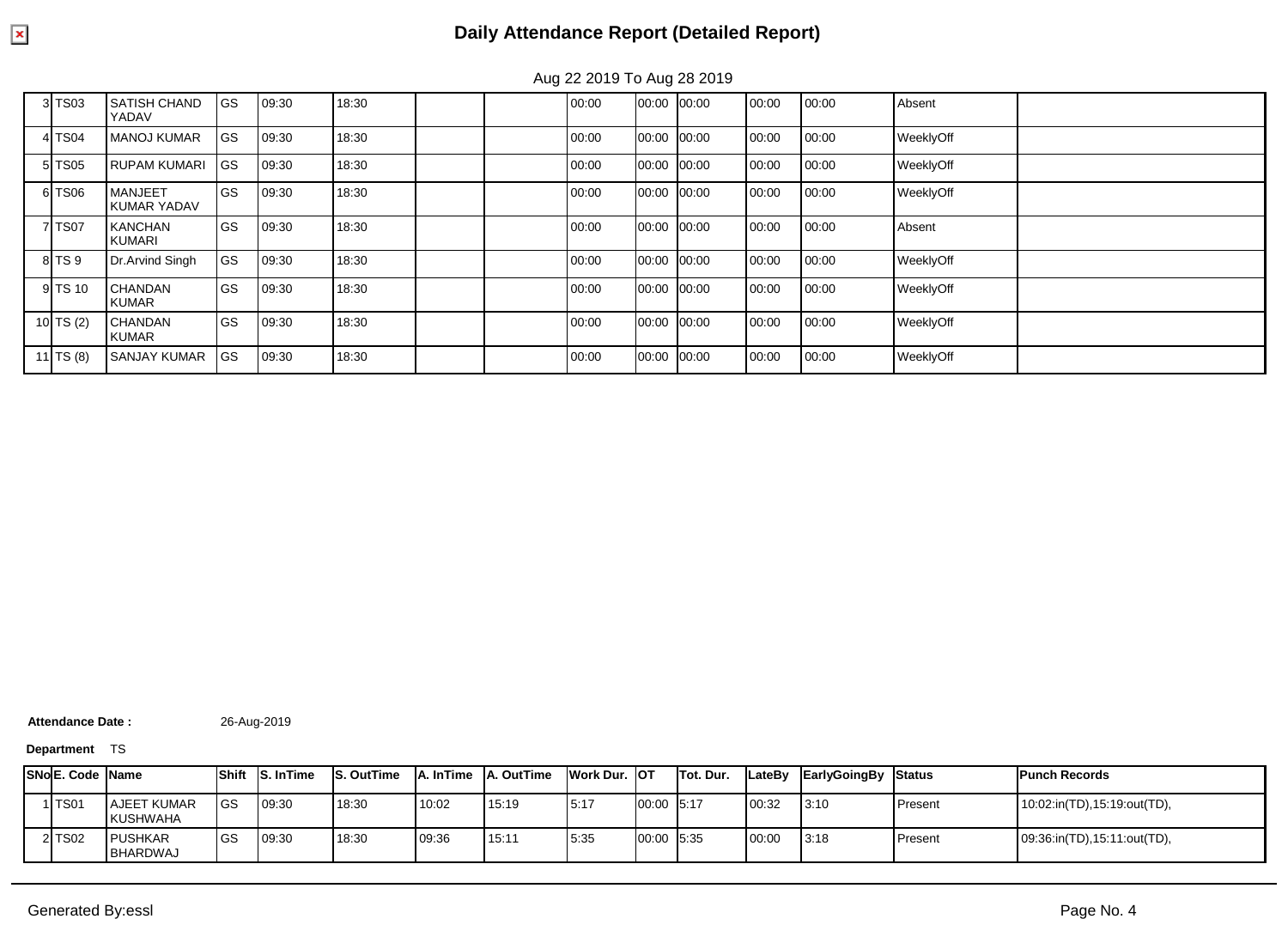# Daily Attendance Report (Detailed Report)

Aug 22 2019 To Aug 28 2019

| SNo | E. Code | Name | Shift | S. InTime | S. OutTime | A. InTime | A. OutTime | Work Dur. | OT | Tot. Dur. | LateBy | EarlyGoingBy | Status | Punch Records |
|---|---|---|---|---|---|---|---|---|---|---|---|---|---|---|
| 3 | TS03 | SATISH CHAND YADAV | GS | 09:30 | 18:30 | | | 00:00 | 00:00 | 00:00 | 00:00 | 00:00 | Absent | |
| 4 | TS04 | MANOJ KUMAR | GS | 09:30 | 18:30 | | | 00:00 | 00:00 | 00:00 | 00:00 | 00:00 | WeeklyOff | |
| 5 | TS05 | RUPAM KUMARI | GS | 09:30 | 18:30 | | | 00:00 | 00:00 | 00:00 | 00:00 | 00:00 | WeeklyOff | |
| 6 | TS06 | MANJEET KUMAR YADAV | GS | 09:30 | 18:30 | | | 00:00 | 00:00 | 00:00 | 00:00 | 00:00 | WeeklyOff | |
| 7 | TS07 | KANCHAN KUMARI | GS | 09:30 | 18:30 | | | 00:00 | 00:00 | 00:00 | 00:00 | 00:00 | Absent | |
| 8 | TS 9 | Dr.Arvind Singh | GS | 09:30 | 18:30 | | | 00:00 | 00:00 | 00:00 | 00:00 | 00:00 | WeeklyOff | |
| 9 | TS 10 | CHANDAN KUMAR | GS | 09:30 | 18:30 | | | 00:00 | 00:00 | 00:00 | 00:00 | 00:00 | WeeklyOff | |
| 10 | TS (2) | CHANDAN KUMAR | GS | 09:30 | 18:30 | | | 00:00 | 00:00 | 00:00 | 00:00 | 00:00 | WeeklyOff | |
| 11 | TS (8) | SANJAY KUMAR | GS | 09:30 | 18:30 | | | 00:00 | 00:00 | 00:00 | 00:00 | 00:00 | WeeklyOff | |

**Attendance Date :** 26-Aug-2019

**Department** TS

| SNo | E. Code | Name | Shift | S. InTime | S. OutTime | A. InTime | A. OutTime | Work Dur. | OT | Tot. Dur. | LateBy | EarlyGoingBy | Status | Punch Records |
|---|---|---|---|---|---|---|---|---|---|---|---|---|---|---|
| 1 | TS01 | AJEET KUMAR KUSHWAHA | GS | 09:30 | 18:30 | 10:02 | 15:19 | 5:17 | 00:00 | 5:17 | 00:32 | 3:10 | Present | 10:02:in(TD),15:19:out(TD), |
| 2 | TS02 | PUSHKAR BHARDWAJ | GS | 09:30 | 18:30 | 09:36 | 15:11 | 5:35 | 00:00 | 5:35 | 00:00 | 3:18 | Present | 09:36:in(TD),15:11:out(TD), |

Generated By:essl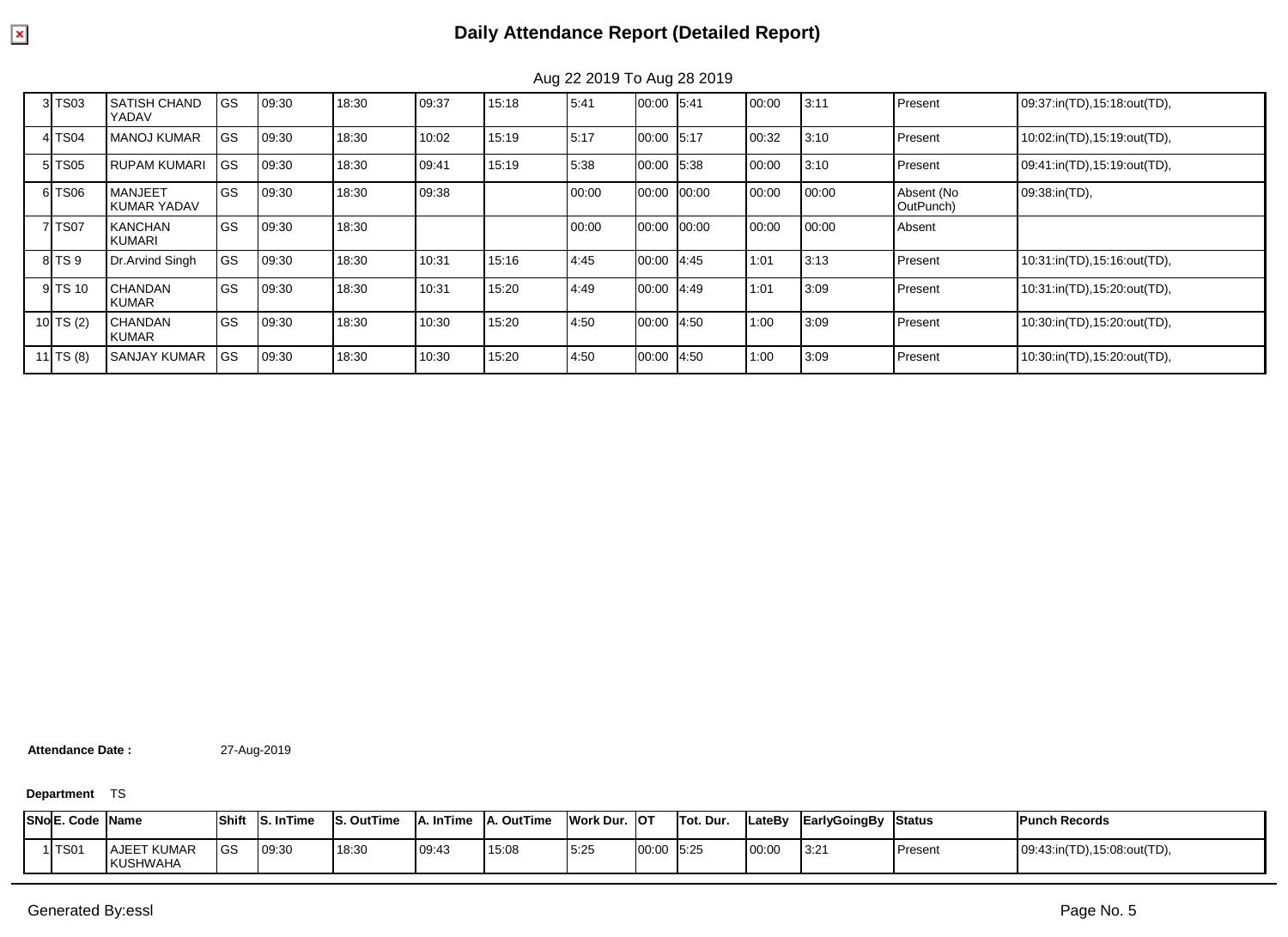# Daily Attendance Report (Detailed Report)

Aug 22 2019 To Aug 28 2019

| SNo | E. Code | Name | Shift | S. InTime | S. OutTime | A. InTime | A. OutTime | Work Dur. | OT | Tot. Dur. | LateBy | EarlyGoingBy | Status | Punch Records |
|---|---|---|---|---|---|---|---|---|---|---|---|---|---|---|
| 3 | TS03 | SATISH CHAND YADAV | GS | 09:30 | 18:30 | 09:37 | 15:18 | 5:41 | 00:00 | 5:41 | 00:00 | 3:11 | Present | 09:37:in(TD),15:18:out(TD), |
| 4 | TS04 | MANOJ KUMAR | GS | 09:30 | 18:30 | 10:02 | 15:19 | 5:17 | 00:00 | 5:17 | 00:32 | 3:10 | Present | 10:02:in(TD),15:19:out(TD), |
| 5 | TS05 | RUPAM KUMARI | GS | 09:30 | 18:30 | 09:41 | 15:19 | 5:38 | 00:00 | 5:38 | 00:00 | 3:10 | Present | 09:41:in(TD),15:19:out(TD), |
| 6 | TS06 | MANJEET KUMAR YADAV | GS | 09:30 | 18:30 | 09:38 | | 00:00 | 00:00 | 00:00 | 00:00 | 00:00 | Absent (No OutPunch) | 09:38:in(TD), |
| 7 | TS07 | KANCHAN KUMARI | GS | 09:30 | 18:30 | | | 00:00 | 00:00 | 00:00 | 00:00 | 00:00 | Absent | |
| 8 | TS 9 | Dr.Arvind Singh | GS | 09:30 | 18:30 | 10:31 | 15:16 | 4:45 | 00:00 | 4:45 | 1:01 | 3:13 | Present | 10:31:in(TD),15:16:out(TD), |
| 9 | TS 10 | CHANDAN KUMAR | GS | 09:30 | 18:30 | 10:31 | 15:20 | 4:49 | 00:00 | 4:49 | 1:01 | 3:09 | Present | 10:31:in(TD),15:20:out(TD), |
| 10 | TS (2) | CHANDAN KUMAR | GS | 09:30 | 18:30 | 10:30 | 15:20 | 4:50 | 00:00 | 4:50 | 1:00 | 3:09 | Present | 10:30:in(TD),15:20:out(TD), |
| 11 | TS (8) | SANJAY KUMAR | GS | 09:30 | 18:30 | 10:30 | 15:20 | 4:50 | 00:00 | 4:50 | 1:00 | 3:09 | Present | 10:30:in(TD),15:20:out(TD), |

**Attendance Date :** 27-Aug-2019

**Department** TS

| SNo | E. Code | Name | Shift | S. InTime | S. OutTime | A. InTime | A. OutTime | Work Dur. | OT | Tot. Dur. | LateBy | EarlyGoingBy | Status | Punch Records |
|---|---|---|---|---|---|---|---|---|---|---|---|---|---|---|
| 1 | TS01 | AJEET KUMAR KUSHWAHA | GS | 09:30 | 18:30 | 09:43 | 15:08 | 5:25 | 00:00 | 5:25 | 00:00 | 3:21 | Present | 09:43:in(TD),15:08:out(TD), |

Generated By:essl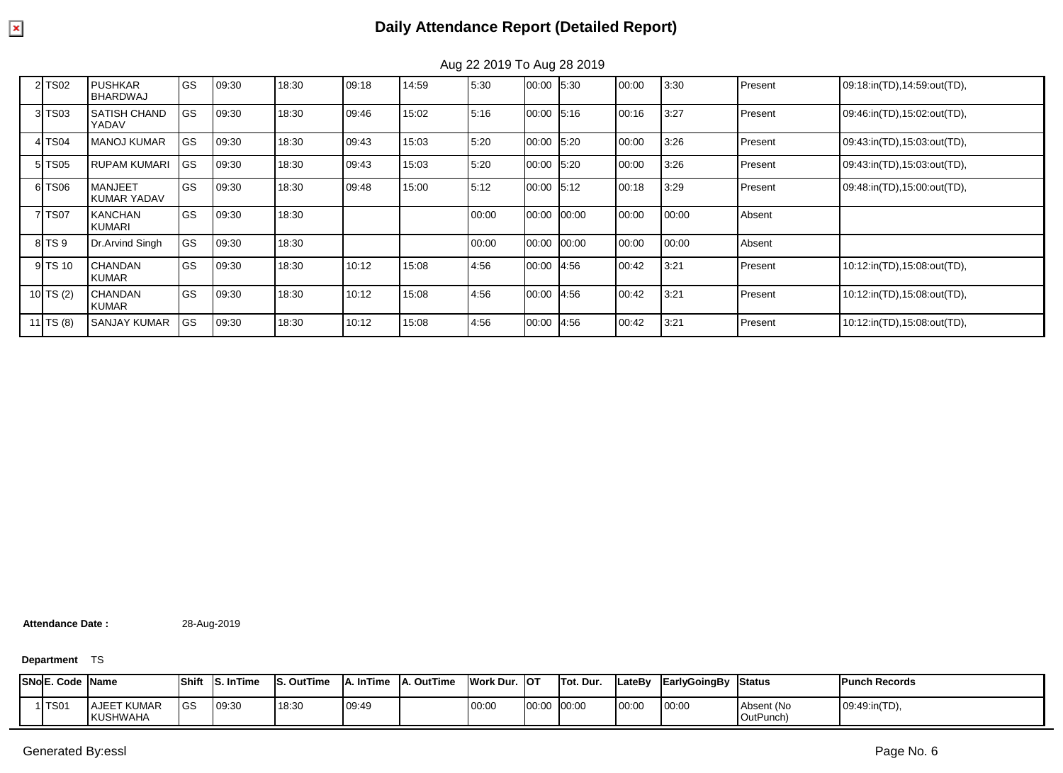# Daily Attendance Report (Detailed Report)

Aug 22 2019 To Aug 28 2019

| SNo | E. Code | Name | Shift | S. InTime | S. OutTime | A. InTime | A. OutTime | Work Dur. | OT | Tot. Dur. | LateBy | EarlyGoingBy | Status | Punch Records |
|---|---|---|---|---|---|---|---|---|---|---|---|---|---|---|
| 2 | TS02 | PUSHKAR BHARDWAJ | GS | 09:30 | 18:30 | 09:18 | 14:59 | 5:30 | 00:00 | 5:30 | 00:00 | 3:30 | Present | 09:18:in(TD),14:59:out(TD), |
| 3 | TS03 | SATISH CHAND YADAV | GS | 09:30 | 18:30 | 09:46 | 15:02 | 5:16 | 00:00 | 5:16 | 00:16 | 3:27 | Present | 09:46:in(TD),15:02:out(TD), |
| 4 | TS04 | MANOJ KUMAR | GS | 09:30 | 18:30 | 09:43 | 15:03 | 5:20 | 00:00 | 5:20 | 00:00 | 3:26 | Present | 09:43:in(TD),15:03:out(TD), |
| 5 | TS05 | RUPAM KUMARI | GS | 09:30 | 18:30 | 09:43 | 15:03 | 5:20 | 00:00 | 5:20 | 00:00 | 3:26 | Present | 09:43:in(TD),15:03:out(TD), |
| 6 | TS06 | MANJEET KUMAR YADAV | GS | 09:30 | 18:30 | 09:48 | 15:00 | 5:12 | 00:00 | 5:12 | 00:18 | 3:29 | Present | 09:48:in(TD),15:00:out(TD), |
| 7 | TS07 | KANCHAN KUMARI | GS | 09:30 | 18:30 | | | 00:00 | 00:00 | 00:00 | 00:00 | 00:00 | Absent | |
| 8 | TS 9 | Dr.Arvind Singh | GS | 09:30 | 18:30 | | | 00:00 | 00:00 | 00:00 | 00:00 | 00:00 | Absent | |
| 9 | TS 10 | CHANDAN KUMAR | GS | 09:30 | 18:30 | 10:12 | 15:08 | 4:56 | 00:00 | 4:56 | 00:42 | 3:21 | Present | 10:12:in(TD),15:08:out(TD), |
| 10 | TS (2) | CHANDAN KUMAR | GS | 09:30 | 18:30 | 10:12 | 15:08 | 4:56 | 00:00 | 4:56 | 00:42 | 3:21 | Present | 10:12:in(TD),15:08:out(TD), |
| 11 | TS (8) | SANJAY KUMAR | GS | 09:30 | 18:30 | 10:12 | 15:08 | 4:56 | 00:00 | 4:56 | 00:42 | 3:21 | Present | 10:12:in(TD),15:08:out(TD), |

**Attendance Date :** 28-Aug-2019

**Department** TS

| SNo | E. Code | Name | Shift | S. InTime | S. OutTime | A. InTime | A. OutTime | Work Dur. | OT | Tot. Dur. | LateBy | EarlyGoingBy | Status | Punch Records |
|---|---|---|---|---|---|---|---|---|---|---|---|---|---|---|
| 1 | TS01 | AJEET KUMAR KUSHWAHA | GS | 09:30 | 18:30 | 09:49 | | 00:00 | 00:00 | 00:00 | 00:00 | 00:00 | Absent (No OutPunch) | 09:49:in(TD), |

Generated By:essl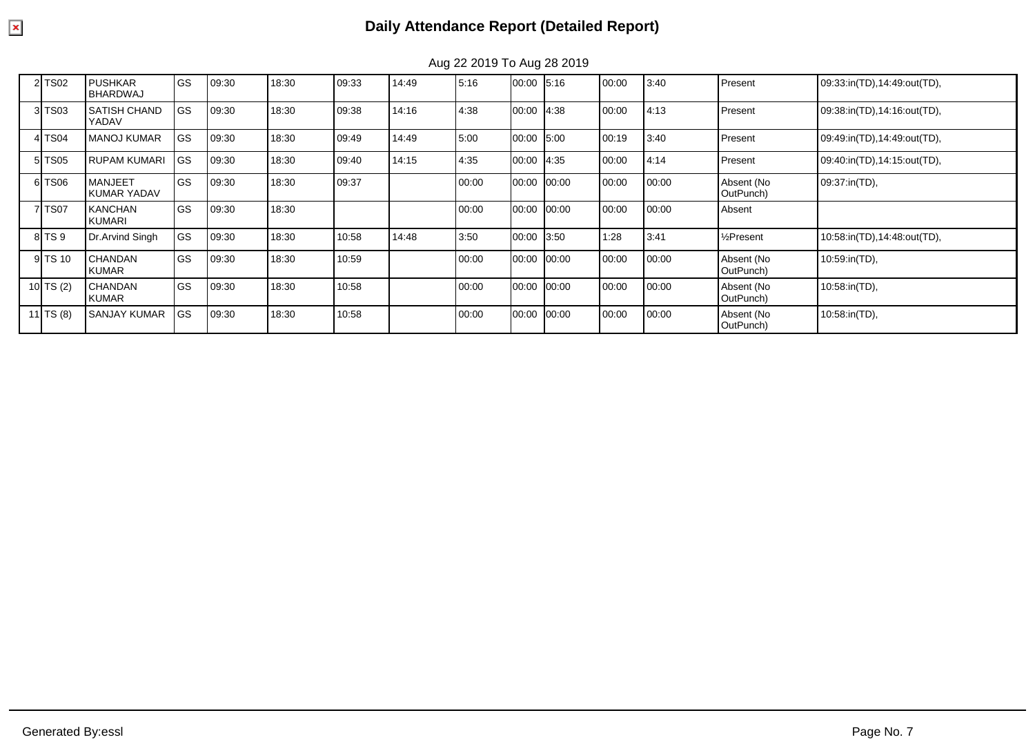# Daily Attendance Report (Detailed Report)

Aug 22 2019 To Aug 28 2019

| | | | | | | | | | | | | | | |
|---|---|---|---|---|---|---|---|---|---|---|---|---|---|---|
| 2 | TS02 | PUSHKAR BHARDWAJ | GS | 09:30 | 18:30 | 09:33 | 14:49 | 5:16 | 00:00 | 5:16 | 00:00 | 3:40 | Present | 09:33:in(TD),14:49:out(TD), |
| 3 | TS03 | SATISH CHAND YADAV | GS | 09:30 | 18:30 | 09:38 | 14:16 | 4:38 | 00:00 | 4:38 | 00:00 | 4:13 | Present | 09:38:in(TD),14:16:out(TD), |
| 4 | TS04 | MANOJ KUMAR | GS | 09:30 | 18:30 | 09:49 | 14:49 | 5:00 | 00:00 | 5:00 | 00:19 | 3:40 | Present | 09:49:in(TD),14:49:out(TD), |
| 5 | TS05 | RUPAM KUMARI | GS | 09:30 | 18:30 | 09:40 | 14:15 | 4:35 | 00:00 | 4:35 | 00:00 | 4:14 | Present | 09:40:in(TD),14:15:out(TD), |
| 6 | TS06 | MANJEET KUMAR YADAV | GS | 09:30 | 18:30 | 09:37 | | 00:00 | 00:00 | 00:00 | 00:00 | 00:00 | Absent (No OutPunch) | 09:37:in(TD), |
| 7 | TS07 | KANCHAN KUMARI | GS | 09:30 | 18:30 | | | 00:00 | 00:00 | 00:00 | 00:00 | 00:00 | Absent | |
| 8 | TS 9 | Dr.Arvind Singh | GS | 09:30 | 18:30 | 10:58 | 14:48 | 3:50 | 00:00 | 3:50 | 1:28 | 3:41 | ½Present | 10:58:in(TD),14:48:out(TD), |
| 9 | TS 10 | CHANDAN KUMAR | GS | 09:30 | 18:30 | 10:59 | | 00:00 | 00:00 | 00:00 | 00:00 | 00:00 | Absent (No OutPunch) | 10:59:in(TD), |
| 10 | TS (2) | CHANDAN KUMAR | GS | 09:30 | 18:30 | 10:58 | | 00:00 | 00:00 | 00:00 | 00:00 | 00:00 | Absent (No OutPunch) | 10:58:in(TD), |
| 11 | TS (8) | SANJAY KUMAR | GS | 09:30 | 18:30 | 10:58 | | 00:00 | 00:00 | 00:00 | 00:00 | 00:00 | Absent (No OutPunch) | 10:58:in(TD), |

Generated By:essl